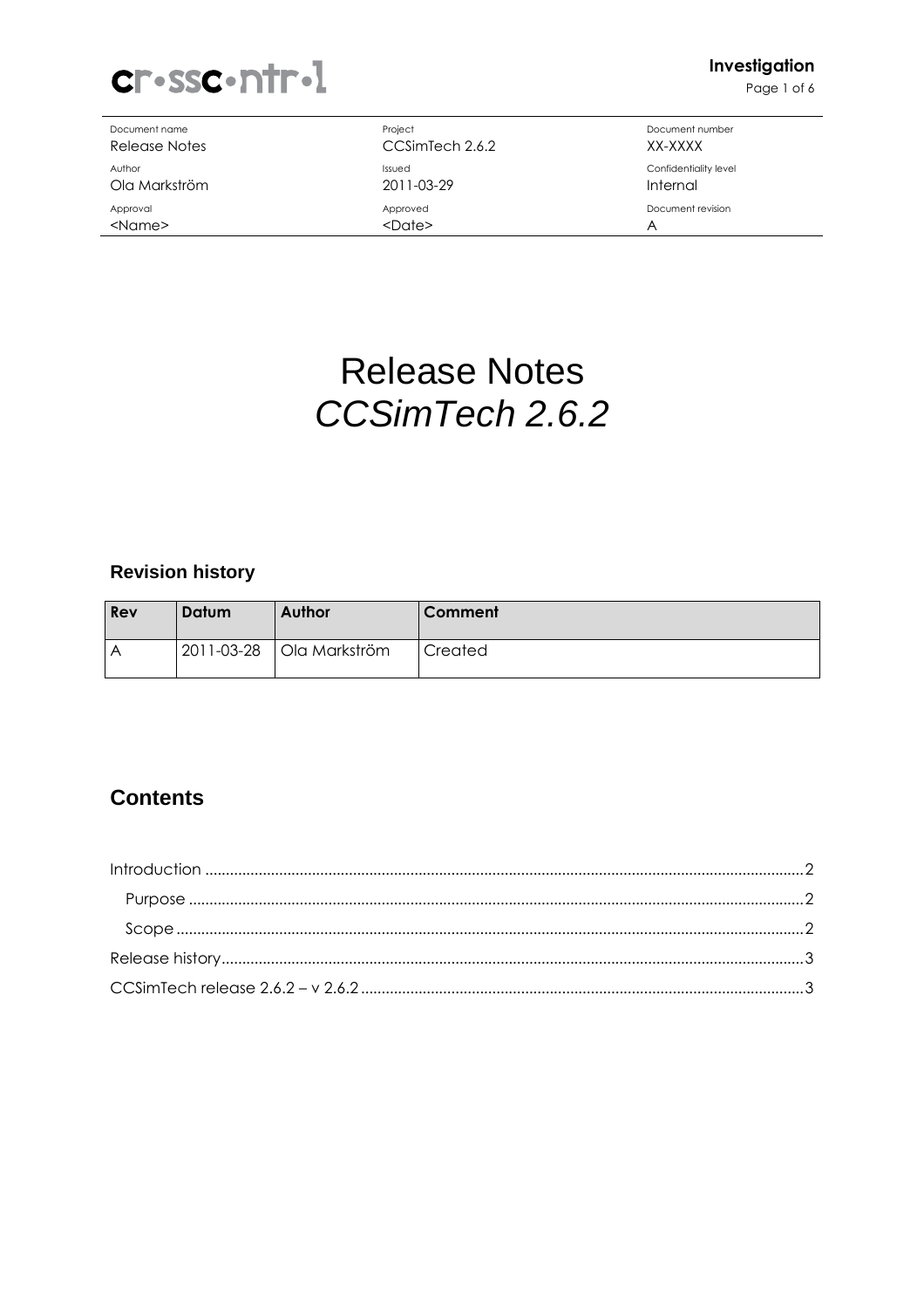| Document name | Project | Document number |
| --- | --- | --- |
| Release Notes | CCSimTech 2.6.2 | XX-XXXX |
| Author | Issued | Confidentiality level |
| Ola Markström | 2011-03-29 | Internal |
| Approval | Approved | Document revision |
| <Name> | <Date> | A |

# Release Notes
# *CCSimTech 2.6.2*

### Revision history

| Rev | Datum | Author | Comment |
| --- | --- | --- | --- |
| A | 2011-03-28 | Ola Markström | Created |

## Contents

Introduction .......... 2
- Purpose .......... 2
- Scope .......... 2

Release history .......... 3

CCSimTech release 2.6.2 – v 2.6.2 .......... 3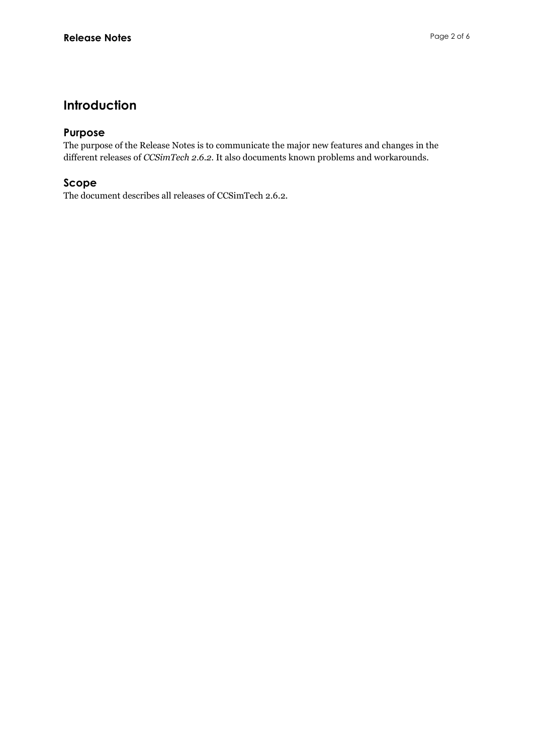# Introduction

## Purpose

The purpose of the Release Notes is to communicate the major new features and changes in the different releases of *CCSimTech 2.6.2*. It also documents known problems and workarounds.

## Scope

The document describes all releases of CCSimTech 2.6.2.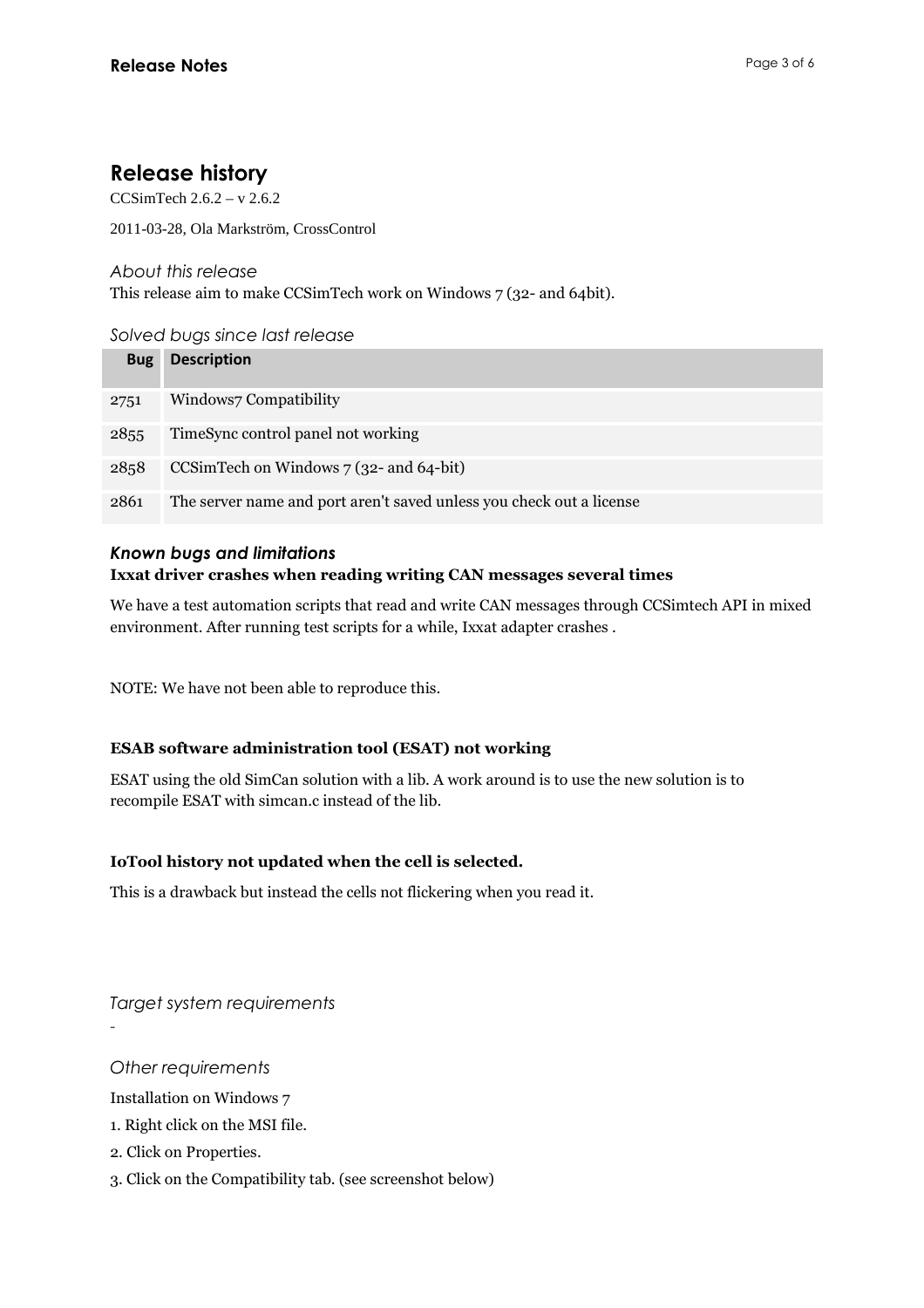# Release history

CCSimTech 2.6.2 – v 2.6.2

2011-03-28, Ola Markström, CrossControl

### *About this release*

This release aim to make CCSimTech work on Windows 7 (32- and 64bit).

### *Solved bugs since last release*

| Bug | Description |
|---|---|
| 2751 | Windows7 Compatibility |
| 2855 | TimeSync control panel not working |
| 2858 | CCSimTech on Windows 7 (32- and 64-bit) |
| 2861 | The server name and port aren't saved unless you check out a license |

### ***Known bugs and limitations***

**Ixxat driver crashes when reading writing CAN messages several times**

We have a test automation scripts that read and write CAN messages through CCSimtech API in mixed environment. After running test scripts for a while, Ixxat adapter crashes .

NOTE: We have not been able to reproduce this.

**ESAB software administration tool (ESAT) not working**

ESAT using the old SimCan solution with a lib. A work around is to use the new solution is to recompile ESAT with simcan.c instead of the lib.

**IoTool history not updated when the cell is selected.**

This is a drawback but instead the cells not flickering when you read it.

### *Target system requirements*

-

### *Other requirements*

Installation on Windows 7

1. Right click on the MSI file.
2. Click on Properties.
3. Click on the Compatibility tab. (see screenshot below)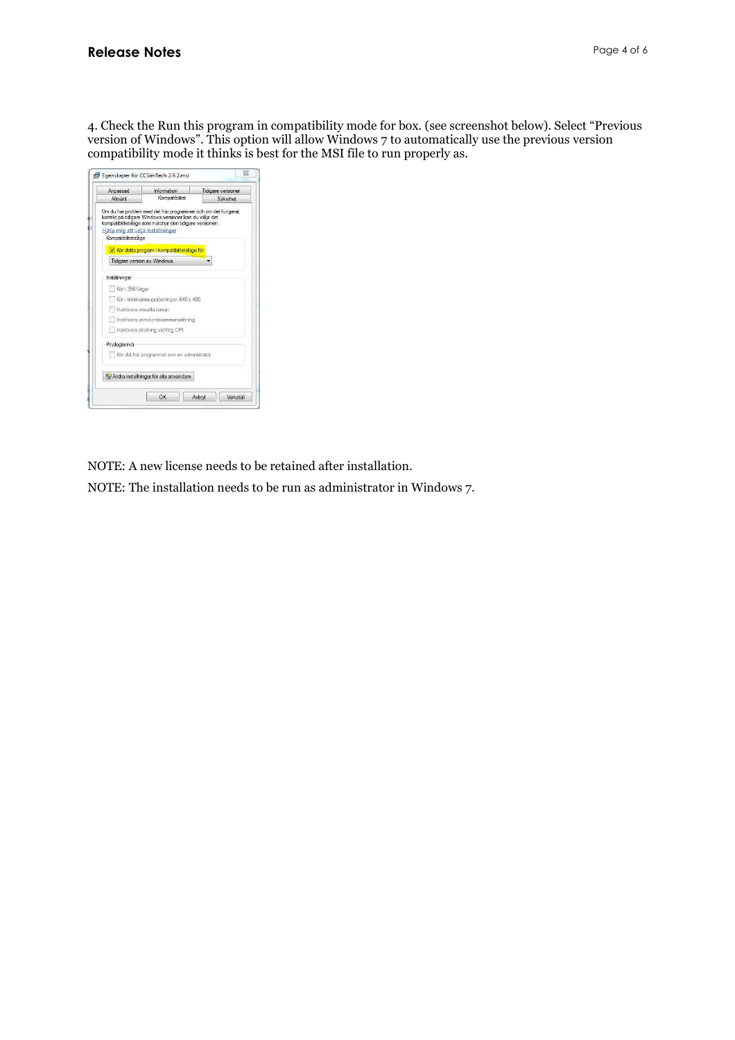4. Check the Run this program in compatibility mode for box. (see screenshot below). Select "Previous version of Windows". This option will allow Windows 7 to automatically use the previous version compatibility mode it thinks is best for the MSI file to run properly as.

NOTE: A new license needs to be retained after installation.

NOTE: The installation needs to be run as administrator in Windows 7.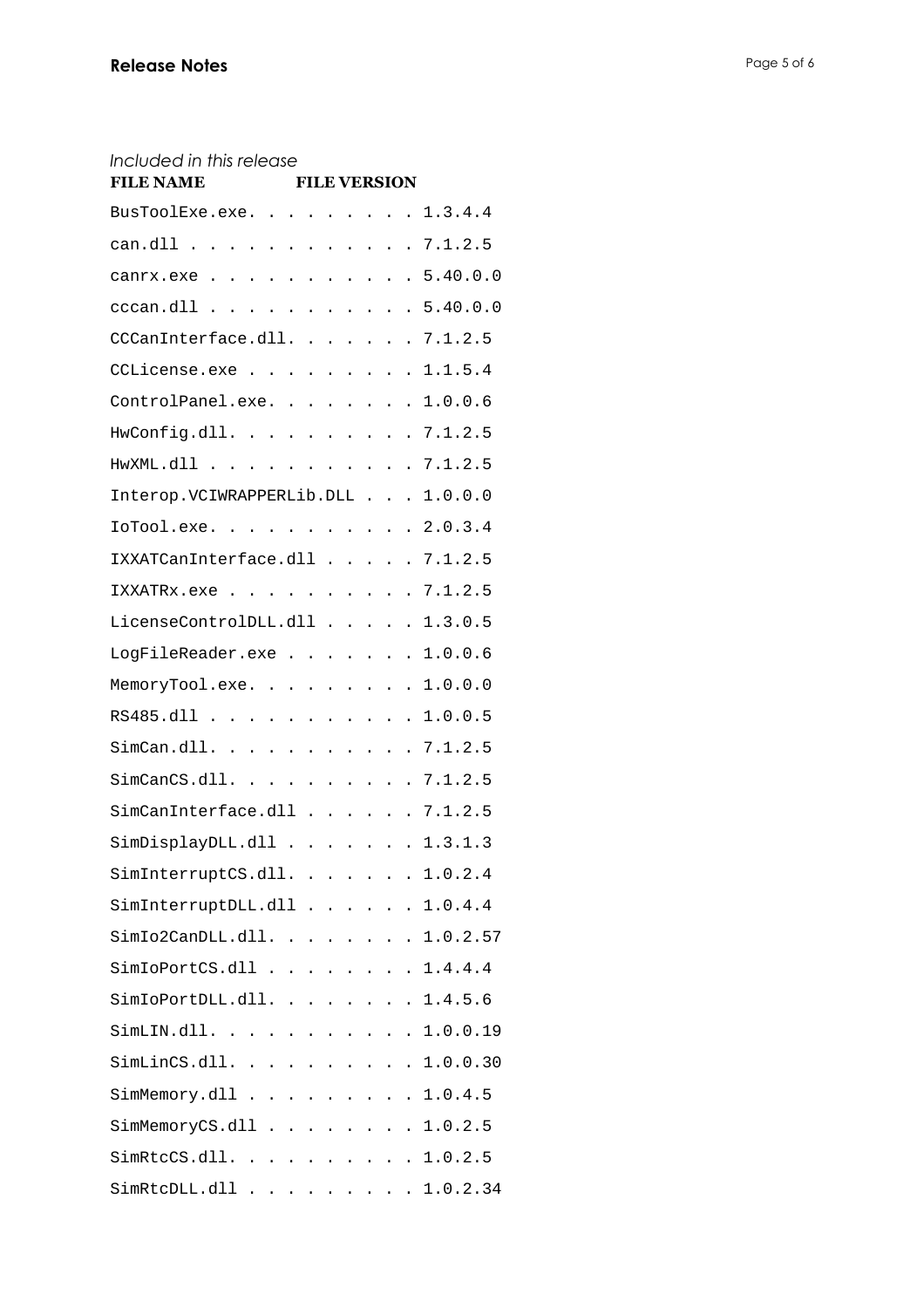*Included in this release*

| FILE NAME | FILE VERSION |
|---|---|
| BusToolExe.exe | 1.3.4.4 |
| can.dll | 7.1.2.5 |
| canrx.exe | 5.40.0.0 |
| cccan.dll | 5.40.0.0 |
| CCCanInterface.dll | 7.1.2.5 |
| CCLicense.exe | 1.1.5.4 |
| ControlPanel.exe | 1.0.0.6 |
| HwConfig.dll | 7.1.2.5 |
| HwXML.dll | 7.1.2.5 |
| Interop.VCIWRAPPERLib.DLL | 1.0.0.0 |
| IoTool.exe | 2.0.3.4 |
| IXXATCanInterface.dll | 7.1.2.5 |
| IXXATRx.exe | 7.1.2.5 |
| LicenseControlDLL.dll | 1.3.0.5 |
| LogFileReader.exe | 1.0.0.6 |
| MemoryTool.exe | 1.0.0.0 |
| RS485.dll | 1.0.0.5 |
| SimCan.dll | 7.1.2.5 |
| SimCanCS.dll | 7.1.2.5 |
| SimCanInterface.dll | 7.1.2.5 |
| SimDisplayDLL.dll | 1.3.1.3 |
| SimInterruptCS.dll | 1.0.2.4 |
| SimInterruptDLL.dll | 1.0.4.4 |
| SimIo2CanDLL.dll | 1.0.2.57 |
| SimIoPortCS.dll | 1.4.4.4 |
| SimIoPortDLL.dll | 1.4.5.6 |
| SimLIN.dll | 1.0.0.19 |
| SimLinCS.dll | 1.0.0.30 |
| SimMemory.dll | 1.0.4.5 |
| SimMemoryCS.dll | 1.0.2.5 |
| SimRtcCS.dll | 1.0.2.5 |
| SimRtcDLL.dll | 1.0.2.34 |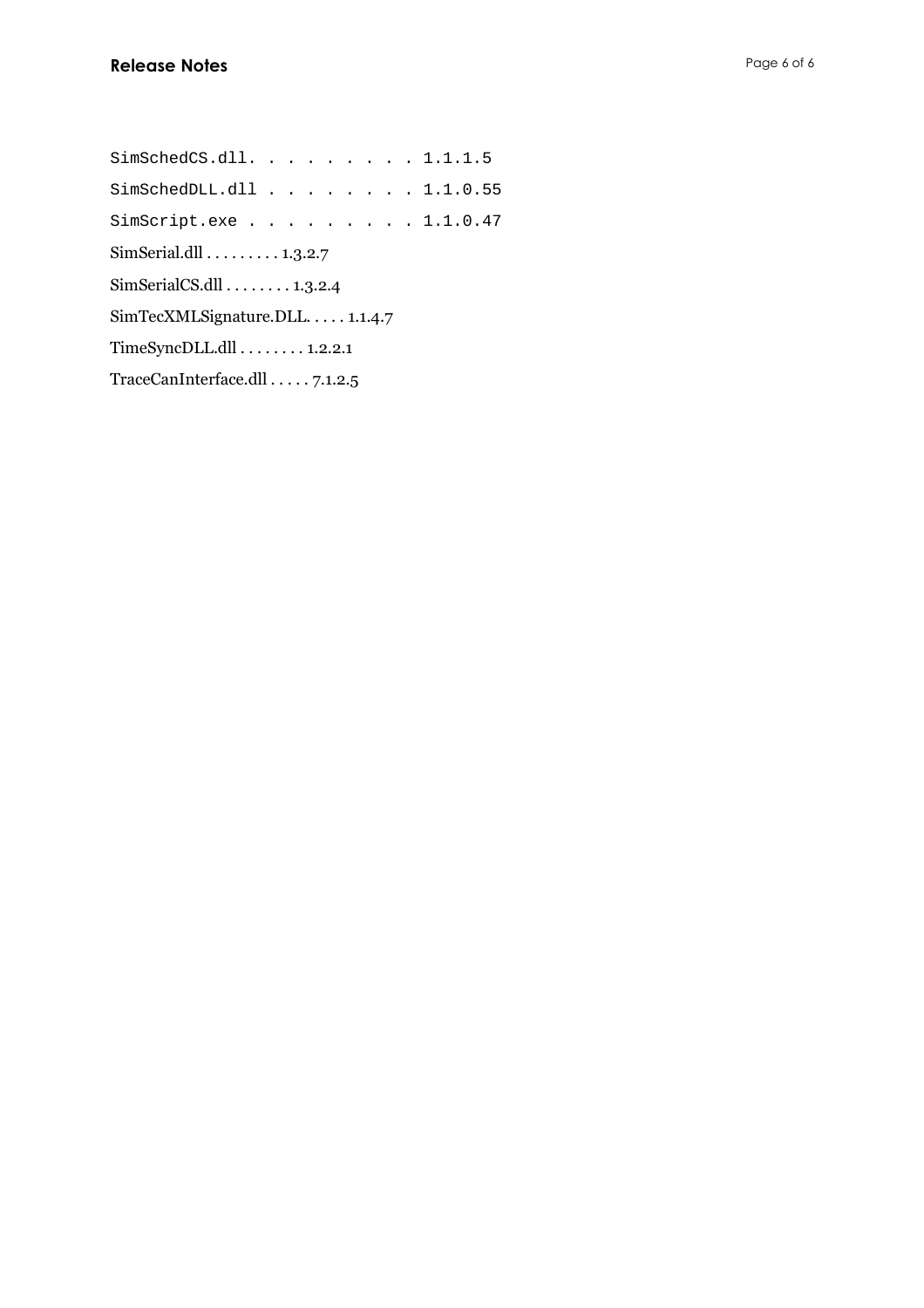SimSchedCS.dll. . . . . . . . . . 1.1.1.5

SimSchedDLL.dll . . . . . . . . . 1.1.0.55

SimScript.exe . . . . . . . . . . 1.1.0.47

SimSerial.dll . . . . . . . . . 1.3.2.7

SimSerialCS.dll . . . . . . . . 1.3.2.4

SimTecXMLSignature.DLL. . . . . 1.1.4.7

TimeSyncDLL.dll . . . . . . . . 1.2.2.1

TraceCanInterface.dll . . . . . 7.1.2.5